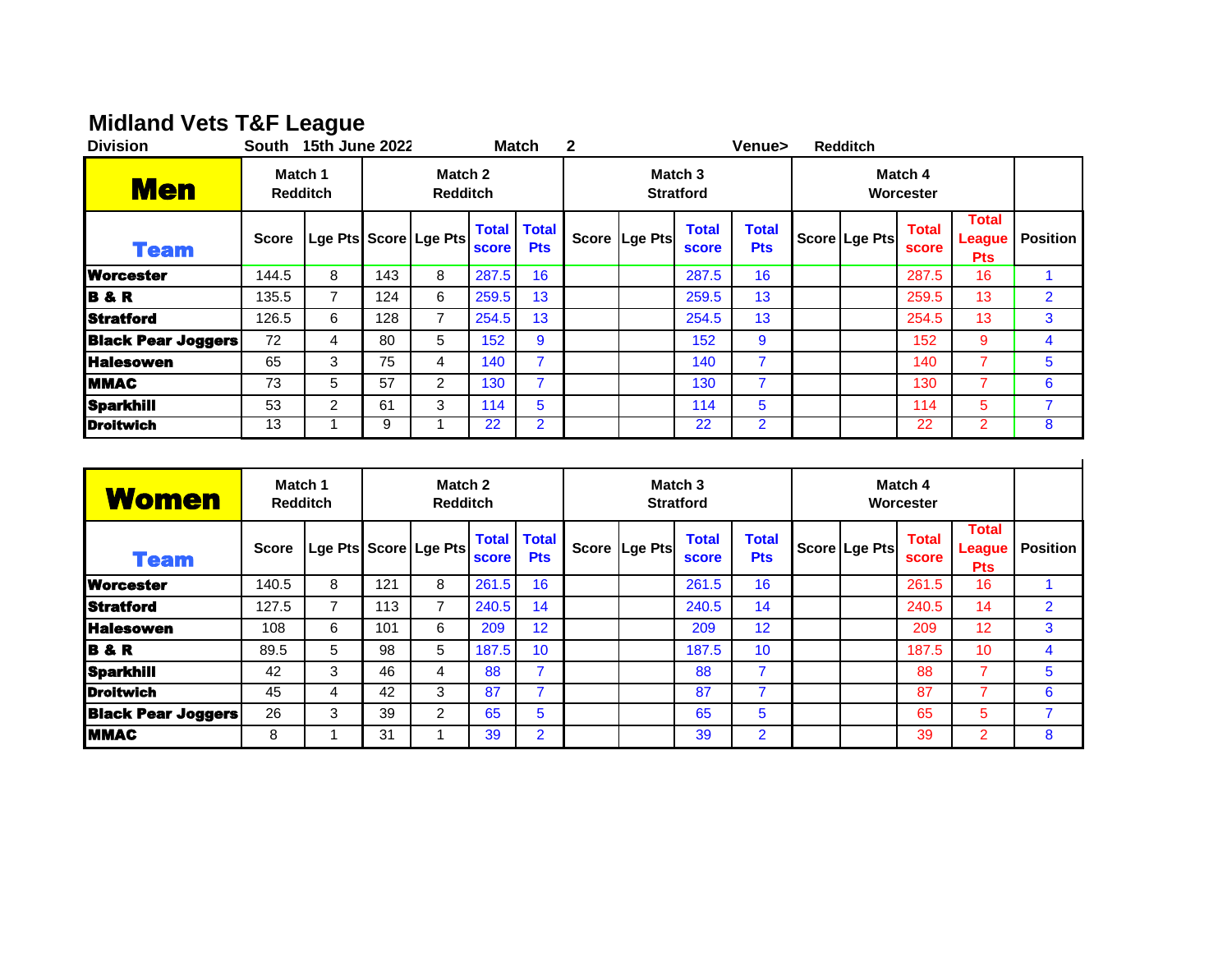# Midland Vets T&F League

**Division** South 15th June 2022 **Match** 2 **Venue>** Redditch

| Men | Match 1 Redditch | | Match 2 Redditch | | | | Match 3 Stratford | | | | Match 4 Worcester | | | | |
|---|---|---|---|---|---|---|---|---|---|---|---|---|---|---|---|
| Team | Score | Lge Pts | Score | Lge Pts | Total score | Total Pts | Score | Lge Pts | Total score | Total Pts | Score | Lge Pts | Total score | Total League Pts | Position |
| Worcester | 144.5 | 8 | 143 | 8 | 287.5 | 16 | | | 287.5 | 16 | | | 287.5 | 16 | 1 |
| B & R | 135.5 | 7 | 124 | 6 | 259.5 | 13 | | | 259.5 | 13 | | | 259.5 | 13 | 2 |
| Stratford | 126.5 | 6 | 128 | 7 | 254.5 | 13 | | | 254.5 | 13 | | | 254.5 | 13 | 3 |
| Black Pear Joggers | 72 | 4 | 80 | 5 | 152 | 9 | | | 152 | 9 | | | 152 | 9 | 4 |
| Halesowen | 65 | 3 | 75 | 4 | 140 | 7 | | | 140 | 7 | | | 140 | 7 | 5 |
| MMAC | 73 | 5 | 57 | 2 | 130 | 7 | | | 130 | 7 | | | 130 | 7 | 6 |
| Sparkhill | 53 | 2 | 61 | 3 | 114 | 5 | | | 114 | 5 | | | 114 | 5 | 7 |
| Droitwich | 13 | 1 | 9 | 1 | 22 | 2 | | | 22 | 2 | | | 22 | 2 | 8 |

| Women | Match 1 Redditch | | Match 2 Redditch | | | | Match 3 Stratford | | | | Match 4 Worcester | | | | |
|---|---|---|---|---|---|---|---|---|---|---|---|---|---|---|---|
| Team | Score | Lge Pts | Score | Lge Pts | Total score | Total Pts | Score | Lge Pts | Total score | Total Pts | Score | Lge Pts | Total score | Total League Pts | Position |
| Worcester | 140.5 | 8 | 121 | 8 | 261.5 | 16 | | | 261.5 | 16 | | | 261.5 | 16 | 1 |
| Stratford | 127.5 | 7 | 113 | 7 | 240.5 | 14 | | | 240.5 | 14 | | | 240.5 | 14 | 2 |
| Halesowen | 108 | 6 | 101 | 6 | 209 | 12 | | | 209 | 12 | | | 209 | 12 | 3 |
| B & R | 89.5 | 5 | 98 | 5 | 187.5 | 10 | | | 187.5 | 10 | | | 187.5 | 10 | 4 |
| Sparkhill | 42 | 3 | 46 | 4 | 88 | 7 | | | 88 | 7 | | | 88 | 7 | 5 |
| Droitwich | 45 | 4 | 42 | 3 | 87 | 7 | | | 87 | 7 | | | 87 | 7 | 6 |
| Black Pear Joggers | 26 | 3 | 39 | 2 | 65 | 5 | | | 65 | 5 | | | 65 | 5 | 7 |
| MMAC | 8 | 1 | 31 | 1 | 39 | 2 | | | 39 | 2 | | | 39 | 2 | 8 |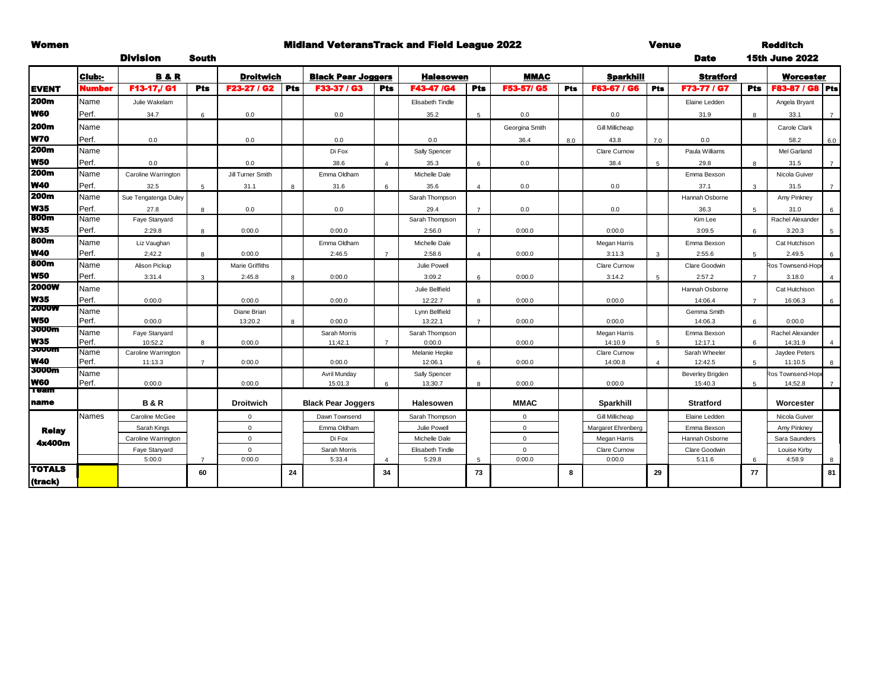Women — **Midland VeteransTrack and Field League 2022** — Venue: Redditch

Division: South — Date: 15th June 2022

| EVENT | Club:- | B & R | Pts | Droitwich | Pts | Black Pear Joggers | Pts | Halesowen | Pts | MMAC | Pts | Sparkhill | Pts | Stratford | Pts | Worcester | Pts |
|---|---|---|---|---|---|---|---|---|---|---|---|---|---|---|---|---|---|
| | Number | F13-17,/ G1 | Pts | F23-27 / G2 | Pts | F33-37 / G3 | Pts | F43-47 /G4 | Pts | F53-57/ G5 | Pts | F63-67 / G6 | Pts | F73-77 / G7 | Pts | F83-87 / G8 | Pts |
| 200m | Name | Julie Wakelam | | | | | | Elisabeth Tindle | | | | | | Elaine Ledden | | Angela Bryant | |
| W60 | Perf. | 34.7 | 6 | 0.0 | | 0.0 | | 35.2 | 5 | 0.0 | | 0.0 | | 31.9 | 8 | 33.1 | 7 |
| 200m | Name | | | | | | | | | Georgina Smith | | Gill Millicheap | | | | Carole Clark | |
| W70 | Perf. | 0.0 | | 0.0 | | 0.0 | | 0.0 | | 36.4 | 8.0 | 43.8 | 7.0 | 0.0 | | 58.2 | 6.0 |
| 200m | Name | | | | | Di Fox | | Sally Spencer | | | | Clare Curnow | | Paula Williams | | Mel Garland | |
| W50 | Perf. | 0.0 | | 0.0 | | 38.6 | 4 | 35.3 | 6 | 0.0 | | 38.4 | 5 | 29.8 | 8 | 31.5 | 7 |
| 200m | Name | Caroline Warrington | | Jill Turner Smith | | Emma Oldham | | Michelle Dale | | | | | | Emma Bexson | | Nicola Guiver | |
| W40 | Perf. | 32.5 | 5 | 31.1 | 8 | 31.6 | 6 | 35.6 | 4 | 0.0 | | 0.0 | | 37.1 | 3 | 31.5 | 7 |
| 200m | Name | Sue Tengatenga Duley | | | | | | Sarah Thompson | | | | | | Hannah Osborne | | Amy Pinkney | |
| W35 | Perf. | 27.8 | 8 | 0.0 | | 0.0 | | 29.4 | 7 | 0.0 | | 0.0 | | 36.3 | 5 | 31.0 | 6 |
| 800m | Name | Faye Stanyard | | | | | | Sarah Thompson | | | | | | Kim Lee | | Rachel Alexander | |
| W35 | Perf. | 2:29.8 | 8 | 0:00.0 | | 0:00.0 | | 2:56.0 | 7 | 0:00.0 | | 0:00.0 | | 3:09.5 | 6 | 3.20.3 | 5 |
| 800m | Name | Liz Vaughan | | | | Emma Oldham | | Michelle Dale | | | | Megan Harris | | Emma Bexson | | Cat Hutchison | |
| W40 | Perf. | 2;42.2 | 8 | 0:00.0 | | 2:46.5 | 7 | 2:58.6 | 4 | 0:00.0 | | 3:11.3 | 3 | 2:55.6 | 5 | 2.49.5 | 6 |
| 800m | Name | Alison Pickup | | Marie Griffiths | | | | Julie Powell | | | | Clare Curnow | | Clare Goodwin | | Ros Townsend-Hope | |
| W50 | Perf. | 3:31.4 | 3 | 2:45.8 | 8 | 0:00.0 | | 3:09.2 | 6 | 0:00.0 | | 3:14.2 | 5 | 2:57.2 | 7 | 3.18.0 | 4 |
| 2000W | Name | | | | | | | Julie Bellfield | | | | | | Hannah Osborne | | Cat Hutchison | |
| W35 | Perf. | 0:00.0 | | 0:00.0 | | 0:00.0 | | 12:22.7 | 8 | 0:00.0 | | 0:00.0 | | 14:06.4 | 7 | 16:06.3 | 6 |
| 2000W | Name | | | Diane Brian | | | | Lynn Bellfield | | | | | | Gemma Smith | | | |
| W50 | Perf. | 0:00.0 | | 13:20.2 | 8 | 0:00.0 | | 13:22.1 | 7 | 0:00.0 | | 0:00.0 | | 14:06.3 | 6 | 0:00.0 | |
| 3000m | Name | Faye Stanyard | | | | Sarah Morris | | Sarah Thompson | | | | Megan Harris | | Emma Bexson | | Rachel Alexander | |
| W35 | Perf. | 10:52.2 | 8 | 0:00.0 | | 11;42.1 | 7 | 0:00.0 | | 0:00.0 | | 14:10.9 | 5 | 12:17.1 | 6 | 14;31.9 | 4 |
| 3000m | Name | Caroline Warrington | | | | | | Melanie Hepke | | | | Clare Curnow | | Sarah Wheeler | | Jaydee Peters | |
| W40 | Perf. | 11:13.3 | 7 | 0:00.0 | | 0:00.0 | | 12:06.1 | 6 | 0:00.0 | | 14:00.8 | 4 | 12:42.5 | 5 | 11:10.5 | 8 |
| 3000m | Name | | | | | Avril Munday | | Sally Spencer | | | | | | Beverley Brigden | | Ros Townsend-Hope | |
| W60 | Perf. | 0:00.0 | | 0:00.0 | | 15:01.3 | 6 | 13;30.7 | 8 | 0:00.0 | | 0:00.0 | | 15:40.3 | 5 | 14;52.8 | 7 |
| Team name | | B & R | | Droitwich | | Black Pear Joggers | | Halesowen | | MMAC | | Sparkhill | | Stratford | | Worcester | |
| Relay 4x400m | Names | Caroline McGee | | 0 | | Dawn Townsend | | Sarah Thompson | | 0 | | Gill Millicheap | | Elaine Ledden | | Nicola Guiver | |
| | | Sarah Kings | | 0 | | Emma Oldham | | Julie Powell | | 0 | | Margaret Ehrenberg | | Emma Bexson | | Amy Pinkney | |
| | | Caroline Warrington | | 0 | | Di Fox | | Michelle Dale | | 0 | | Megan Harris | | Hannah Osborne | | Sara Saunders | |
| | | Faye Stanyard | | 0 | | Sarah Morris | | Elisabeth Tindle | | 0 | | Clare Curnow | | Clare Goodwin | | Louise Kirby | |
| | | 5:00.0 | 7 | 0:00.0 | | 5:33.4 | 4 | 5:29.8 | 5 | 0:00.0 | | 0:00.0 | | 5:11.6 | 6 | 4:58.9 | 8 |
| TOTALS (track) | | | 60 | | 24 | | 34 | | 73 | | 8 | | 29 | | 77 | | 81 |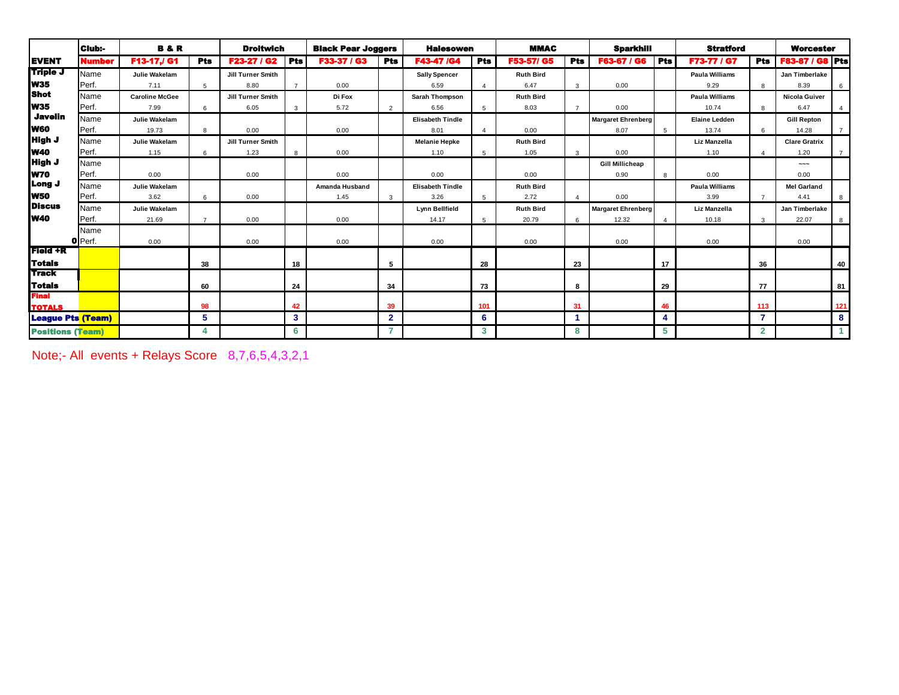| EVENT | Club:- / Number | B & R F13-17,/ G1 | Pts | Droitwich F23-27 / G2 | Pts | Black Pear Joggers F33-37 / G3 | Pts | Halesowen F43-47 /G4 | Pts | MMAC F53-57/ G5 | Pts | Sparkhill F63-67 / G6 | Pts | Stratford F73-77 / G7 | Pts | Worcester F83-87 / G8 | Pts |
|---|---|---|---|---|---|---|---|---|---|---|---|---|---|---|---|---|---|
| Triple J | Name | Julie Wakelam | | Jill Turner Smith | | | | Sally Spencer | | Ruth Bird | | | | Paula Williams | | Jan Timberlake | |
| W35 | Perf. | 7.11 | 5 | 8.80 | 7 | 0.00 | | 6.59 | 4 | 6.47 | 3 | 0.00 | | 9.29 | 8 | 8.39 | 6 |
| Shot | Name | Caroline McGee | | Jill Turner Smith | | Di Fox | | Sarah Thompson | | Ruth Bird | | | | Paula Williams | | Nicola Guiver | |
| W35 | Perf. | 7.99 | 6 | 6.05 | 3 | 5.72 | 2 | 6.56 | 5 | 8.03 | 7 | 0.00 | | 10.74 | 8 | 6.47 | 4 |
| Javelin | Name | Julie Wakelam | | | | | | Elisabeth Tindle | | | | Margaret Ehrenberg | | Elaine Ledden | | Gill Repton | |
| W60 | Perf. | 19.73 | 8 | 0.00 | | 0.00 | | 8.01 | 4 | 0.00 | | 8.07 | 5 | 13.74 | 6 | 14.28 | 7 |
| High J | Name | Julie Wakelam | | Jill Turner Smith | | | | Melanie Hepke | | Ruth Bird | | | | Liz Manzella | | Clare Gratrix | |
| W40 | Perf. | 1.15 | 6 | 1.23 | 8 | 0.00 | | 1.10 | 5 | 1.05 | 3 | 0.00 | | 1.10 | 4 | 1.20 | 7 |
| High J | Name | | | | | | | | | | | Gill Millicheap | | | | ~~~ | |
| W70 | Perf. | 0.00 | | 0.00 | | 0.00 | | 0.00 | | 0.00 | | 0.90 | 8 | 0.00 | | 0.00 | |
| Long J | Name | Julie Wakelam | | | | Amanda Husband | | Elisabeth Tindle | | Ruth Bird | | | | Paula Williams | | Mel Garland | |
| W50 | Perf. | 3.62 | 6 | 0.00 | | 1.45 | 3 | 3.26 | 5 | 2.72 | 4 | 0.00 | | 3.99 | 7 | 4.41 | 8 |
| Discus | Name | Julie Wakelam | | | | | | Lynn Bellfield | | Ruth Bird | | Margaret Ehrenberg | | Liz Manzella | | Jan Timberlake | |
| W40 | Perf. | 21.69 | 7 | 0.00 | | 0.00 | | 14.17 | 5 | 20.79 | 6 | 12.32 | 4 | 10.18 | 3 | 22.07 | 8 |
| | Name | | | | | | | | | | | | | | | | |
| 0 | Perf. | 0.00 | | 0.00 | | 0.00 | | 0.00 | | 0.00 | | 0.00 | | 0.00 | | 0.00 | |
| Field +R Totals | | | 38 | | 18 | | 5 | | 28 | | 23 | | 17 | | 36 | | 40 |
| Track Totals | | | 60 | | 24 | | 34 | | 73 | | 8 | | 29 | | 77 | | 81 |
| Final TOTALS | | | 98 | | 42 | | 39 | | 101 | | 31 | | 46 | | 113 | | 121 |
| League Pts (Team) | | | 5 | | 3 | | 2 | | 6 | | 1 | | 4 | | 7 | | 8 |
| Positions (Team) | | | 4 | | 6 | | 7 | | 3 | | 8 | | 5 | | 2 | | 1 |

Note;- All events + Relays Score 8,7,6,5,4,3,2,1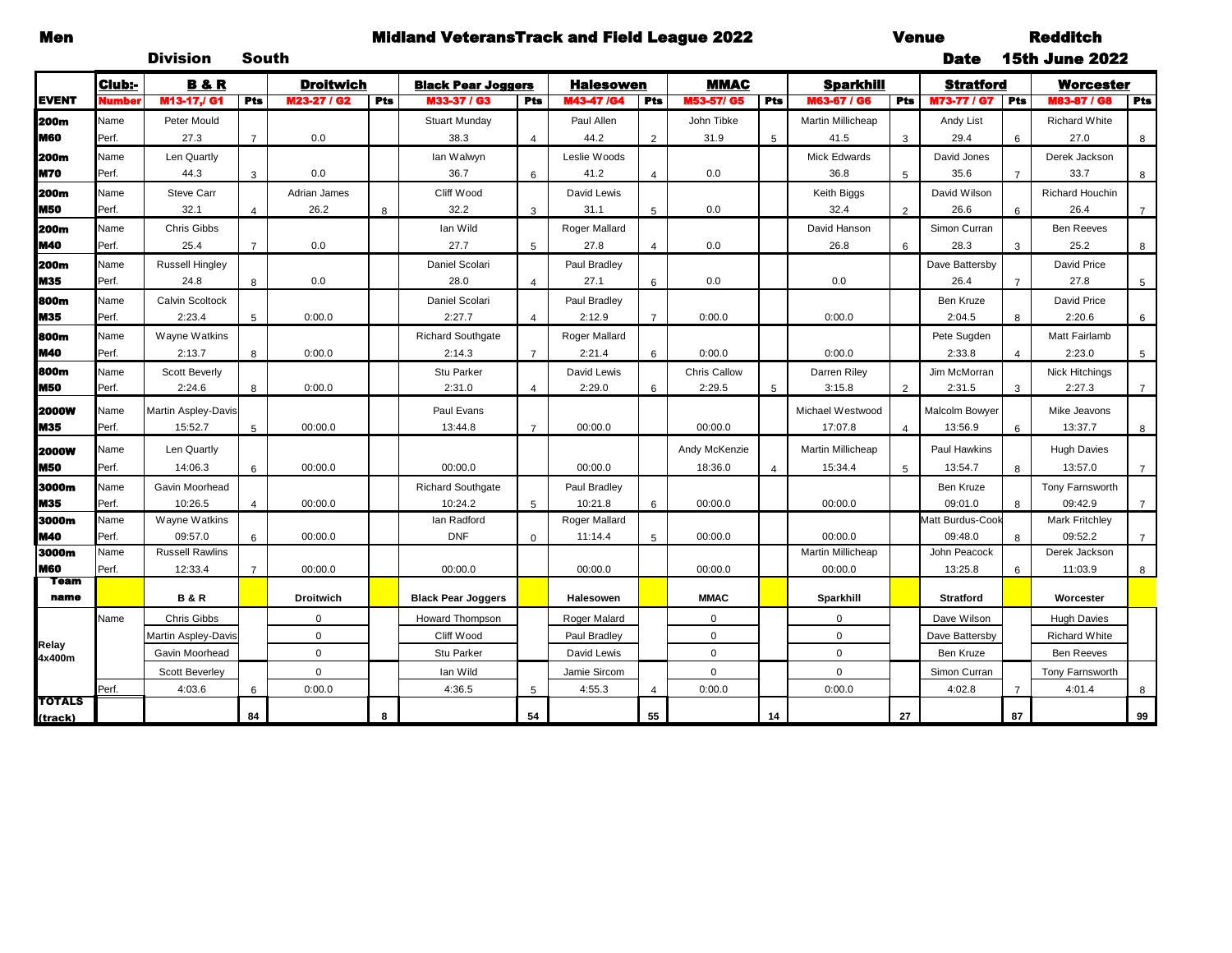**Men** — **Midland VeteransTrack and Field League 2022** — **Venue** Redditch

**Division** South — **Date** 15th June 2022

| EVENT | Club:- | B & R | Pts | Droitwich | Pts | Black Pear Joggers | Pts | Halesowen | Pts | MMAC | Pts | Sparkhill | Pts | Stratford | Pts | Worcester | Pts |
|---|---|---|---|---|---|---|---|---|---|---|---|---|---|---|---|---|---|
| | Number | M13-17,/ G1 | Pts | M23-27 / G2 | Pts | M33-37 / G3 | Pts | M43-47 /G4 | Pts | M53-57/ G5 | Pts | M63-67 / G6 | Pts | M73-77 / G7 | Pts | M83-87 / G8 | Pts |
| 200m | Name | Peter Mould | | | | Stuart Munday | | Paul Allen | | John Tibke | | Martin Millicheap | | Andy List | | Richard White | |
| M60 | Perf. | 27.3 | 7 | 0.0 | | 38.3 | 4 | 44.2 | 2 | 31.9 | 5 | 41.5 | 3 | 29.4 | 6 | 27.0 | 8 |
| 200m | Name | Len Quartly | | | | Ian Walwyn | | Leslie Woods | | | | Mick Edwards | | David Jones | | Derek Jackson | |
| M70 | Perf. | 44.3 | 3 | 0.0 | | 36.7 | 6 | 41.2 | 4 | 0.0 | | 36.8 | 5 | 35.6 | 7 | 33.7 | 8 |
| 200m | Name | Steve Carr | | Adrian James | | Cliff Wood | | David Lewis | | | | Keith Biggs | | David Wilson | | Richard Houchin | |
| M50 | Perf. | 32.1 | 4 | 26.2 | 8 | 32.2 | 3 | 31.1 | 5 | 0.0 | | 32.4 | 2 | 26.6 | 6 | 26.4 | 7 |
| 200m | Name | Chris Gibbs | | | | Ian Wild | | Roger Mallard | | | | David Hanson | | Simon Curran | | Ben Reeves | |
| M40 | Perf. | 25.4 | 7 | 0.0 | | 27.7 | 5 | 27.8 | 4 | 0.0 | | 26.8 | 6 | 28.3 | 3 | 25.2 | 8 |
| 200m | Name | Russell Hingley | | | | Daniel Scolari | | Paul Bradley | | | | | | Dave Battersby | | David Price | |
| M35 | Perf. | 24.8 | 8 | 0.0 | | 28.0 | 4 | 27.1 | 6 | 0.0 | | 0.0 | | 26.4 | 7 | 27.8 | 5 |
| 800m | Name | Calvin Scoltock | | | | Daniel Scolari | | Paul Bradley | | | | | | Ben Kruze | | David Price | |
| M35 | Perf. | 2:23.4 | 5 | 0:00.0 | | 2:27.7 | 4 | 2:12.9 | 7 | 0:00.0 | | 0:00.0 | | 2:04.5 | 8 | 2:20.6 | 6 |
| 800m | Name | Wayne Watkins | | | | Richard Southgate | | Roger Mallard | | | | | | Pete Sugden | | Matt Fairlamb | |
| M40 | Perf. | 2:13.7 | 8 | 0:00.0 | | 2:14.3 | 7 | 2:21.4 | 6 | 0:00.0 | | 0:00.0 | | 2:33.8 | 4 | 2:23.0 | 5 |
| 800m | Name | Scott Beverly | | | | Stu Parker | | David Lewis | | Chris Callow | | Darren Riley | | Jim McMorran | | Nick Hitchings | |
| M50 | Perf. | 2:24.6 | 8 | 0:00.0 | | 2:31.0 | 4 | 2:29.0 | 6 | 2:29.5 | 5 | 3:15.8 | 2 | 2:31.5 | 3 | 2:27.3 | 7 |
| 2000W | Name | Martin Aspley-Davis | | | | Paul Evans | | | | | | Michael Westwood | | Malcolm Bowyer | | Mike Jeavons | |
| M35 | Perf. | 15:52.7 | 5 | 00:00.0 | | 13:44.8 | 7 | 00:00.0 | | 00:00.0 | | 17:07.8 | 4 | 13:56.9 | 6 | 13:37.7 | 8 |
| 2000W | Name | Len Quartly | | | | | | | | Andy McKenzie | | Martin Millicheap | | Paul Hawkins | | Hugh Davies | |
| M50 | Perf. | 14:06.3 | 6 | 00:00.0 | | 00:00.0 | | 00:00.0 | | 18:36.0 | 4 | 15:34.4 | 5 | 13:54.7 | 8 | 13:57.0 | 7 |
| 3000m | Name | Gavin Moorhead | | | | Richard Southgate | | Paul Bradley | | | | | | Ben Kruze | | Tony Farnsworth | |
| M35 | Perf. | 10:26.5 | 4 | 00:00.0 | | 10:24.2 | 5 | 10:21.8 | 6 | 00:00.0 | | 00:00.0 | | 09:01.0 | 8 | 09:42.9 | 7 |
| 3000m | Name | Wayne Watkins | | | | Ian Radford | | Roger Mallard | | | | | | Matt Burdus-Cook | | Mark Fritchley | |
| M40 | Perf. | 09:57.0 | 6 | 00:00.0 | | DNF | 0 | 11:14.4 | 5 | 00:00.0 | | 00:00.0 | | 09:48.0 | 8 | 09:52.2 | 7 |
| 3000m | Name | Russell Rawlins | | | | | | | | | | Martin Millicheap | | John Peacock | | Derek Jackson | |
| M60 | Perf. | 12:33.4 | 7 | 00:00.0 | | 00:00.0 | | 00:00.0 | | 00:00.0 | | 00:00.0 | | 13:25.8 | 6 | 11:03.9 | 8 |
| Team name | | B & R | | Droitwich | | Black Pear Joggers | | Halesowen | | MMAC | | Sparkhill | | Stratford | | Worcester | |
| Relay 4x400m | Name | Chris Gibbs | | 0 | | Howard Thompson | | Roger Malard | | 0 | | 0 | | Dave Wilson | | Hugh Davies | |
| | | Martin Aspley-Davis | | 0 | | Cliff Wood | | Paul Bradley | | 0 | | 0 | | Dave Battersby | | Richard White | |
| | | Gavin Moorhead | | 0 | | Stu Parker | | David Lewis | | 0 | | 0 | | Ben Kruze | | Ben Reeves | |
| | | Scott Beverley | | 0 | | Ian Wild | | Jamie Sircom | | 0 | | 0 | | Simon Curran | | Tony Farnsworth | |
| | Perf. | 4:03.6 | 6 | 0:00.0 | | 4:36.5 | 5 | 4:55.3 | 4 | 0:00.0 | | 0:00.0 | | 4:02.8 | 7 | 4:01.4 | 8 |
| TOTALS (track) | | | 84 | | 8 | | 54 | | 55 | | 14 | | 27 | | 87 | | 99 |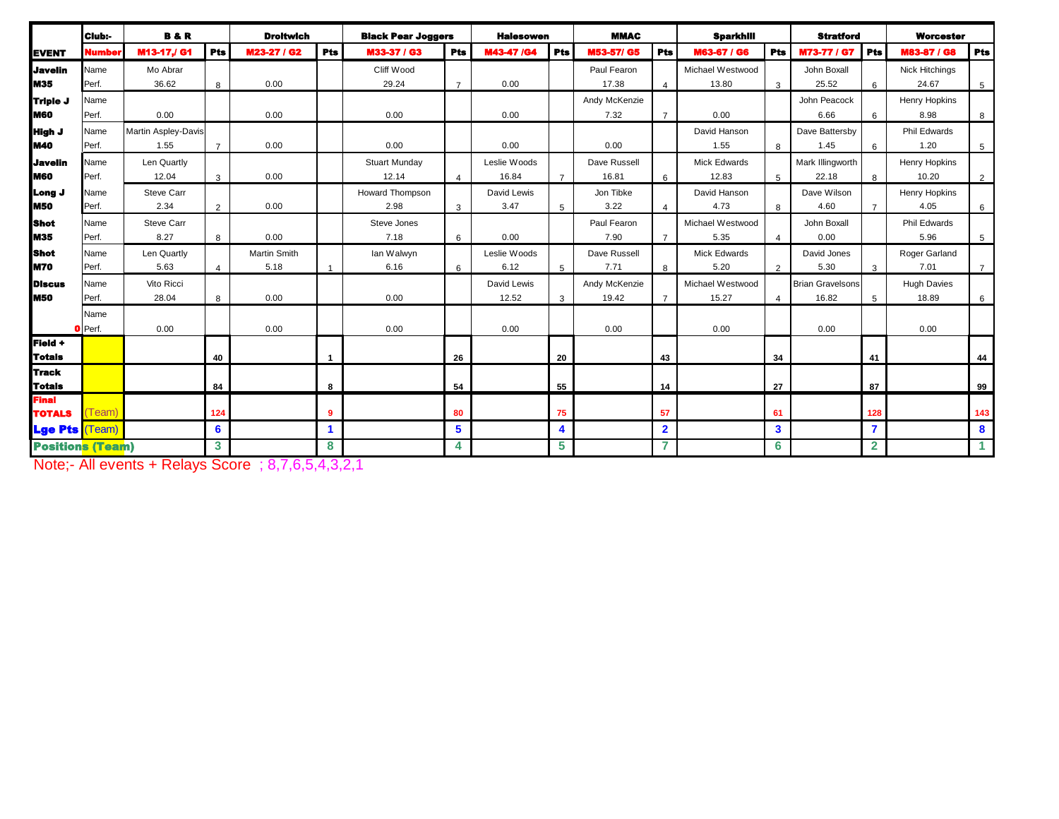| EVENT | Club:- Number | B & R M13-17,/ G1 | Pts | Droitwich M23-27 / G2 | Pts | Black Pear Joggers M33-37 / G3 | Pts | Halesowen M43-47 /G4 | Pts | MMAC M53-57/ G5 | Pts | Sparkhill M63-67 / G6 | Pts | Stratford M73-77 / G7 | Pts | Worcester M83-87 / G8 | Pts |
|---|---|---|---|---|---|---|---|---|---|---|---|---|---|---|---|---|---|
| Javelin | Name | Mo Abrar | | | | Cliff Wood | | | | Paul Fearon | | Michael Westwood | | John Boxall | | Nick Hitchings | |
| M35 | Perf. | 36.62 | 8 | 0.00 | | 29.24 | 7 | 0.00 | | 17.38 | 4 | 13.80 | 3 | 25.52 | 6 | 24.67 | 5 |
| Triple J | Name | | | | | | | | | Andy McKenzie | | | | John Peacock | | Henry Hopkins | |
| M60 | Perf. | 0.00 | | 0.00 | | 0.00 | | 0.00 | | 7.32 | 7 | 0.00 | | 6.66 | 6 | 8.98 | 8 |
| High J | Name | Martin Aspley-Davis | | | | | | | | | | David Hanson | | Dave Battersby | | Phil Edwards | |
| M40 | Perf. | 1.55 | 7 | 0.00 | | 0.00 | | 0.00 | | 0.00 | | 1.55 | 8 | 1.45 | 6 | 1.20 | 5 |
| Javelin | Name | Len Quartly | | | | Stuart Munday | | Leslie Woods | | Dave Russell | | Mick Edwards | | Mark Illingworth | | Henry Hopkins | |
| M60 | Perf. | 12.04 | 3 | 0.00 | | 12.14 | 4 | 16.84 | 7 | 16.81 | 6 | 12.83 | 5 | 22.18 | 8 | 10.20 | 2 |
| Long J | Name | Steve Carr | | | | Howard Thompson | | David Lewis | | Jon Tibke | | David Hanson | | Dave Wilson | | Henry Hopkins | |
| M50 | Perf. | 2.34 | 2 | 0.00 | | 2.98 | 3 | 3.47 | 5 | 3.22 | 4 | 4.73 | 8 | 4.60 | 7 | 4.05 | 6 |
| Shot | Name | Steve Carr | | | | Steve Jones | | | | Paul Fearon | | Michael Westwood | | John Boxall | | Phil Edwards | |
| M35 | Perf. | 8.27 | 8 | 0.00 | | 7.18 | 6 | 0.00 | | 7.90 | 7 | 5.35 | 4 | 0.00 | | 5.96 | 5 |
| Shot | Name | Len Quartly | | Martin Smith | | Ian Walwyn | | Leslie Woods | | Dave Russell | | Mick Edwards | | David Jones | | Roger Garland | |
| M70 | Perf. | 5.63 | 4 | 5.18 | 1 | 6.16 | 6 | 6.12 | 5 | 7.71 | 8 | 5.20 | 2 | 5.30 | 3 | 7.01 | 7 |
| Discus | Name | Vito Ricci | | | | | | David Lewis | | Andy McKenzie | | Michael Westwood | | Brian Gravelsons | | Hugh Davies | |
| M50 | Perf. | 28.04 | 8 | 0.00 | | 0.00 | | 12.52 | 3 | 19.42 | 7 | 15.27 | 4 | 16.82 | 5 | 18.89 | 6 |
| | Name | | | | | | | | | | | | | | | | |
| 0 | Perf. | 0.00 | | 0.00 | | 0.00 | | 0.00 | | 0.00 | | 0.00 | | 0.00 | | 0.00 | |
| Field + Totals | | | 40 | | 1 | | 26 | | 20 | | 43 | | 34 | | 41 | | 44 |
| Track Totals | | | 84 | | 8 | | 54 | | 55 | | 14 | | 27 | | 87 | | 99 |
| Final TOTALS | (Team) | | 124 | | 9 | | 80 | | 75 | | 57 | | 61 | | 128 | | 143 |
| Lge Pts | (Team) | | 6 | | 1 | | 5 | | 4 | | 2 | | 3 | | 7 | | 8 |
| Positions (Team) | | | 3 | | 8 | | 4 | | 5 | | 7 | | 6 | | 2 | | 1 |

Note;- All events + Relays Score ; 8,7,6,5,4,3,2,1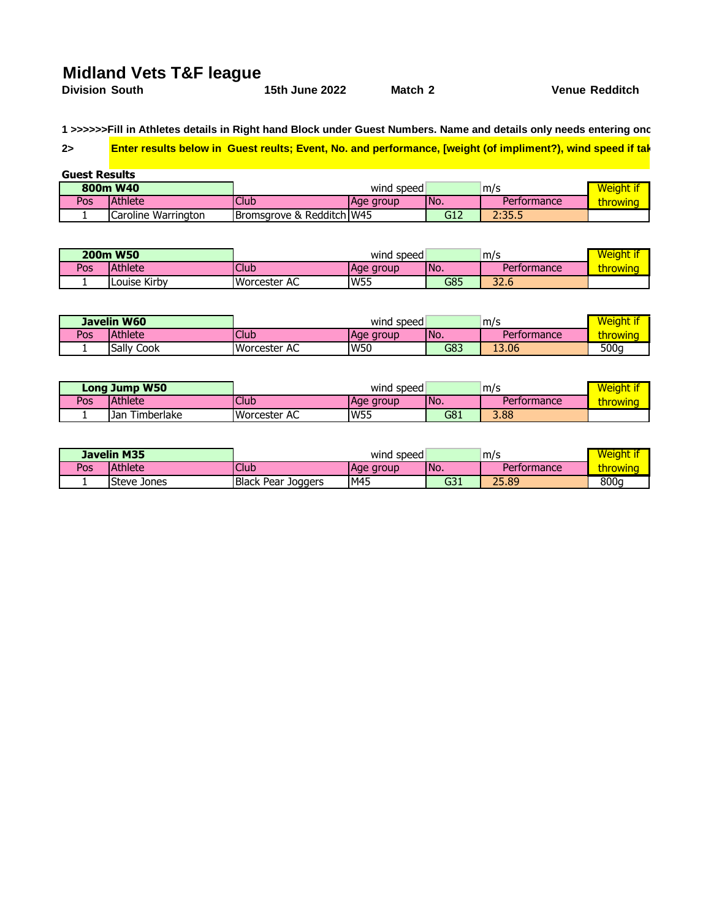# Midland Vets T&F league

**Division South** **15th June 2022** **Match 2** **Venue Redditch**

**1 >>>>>>Fill in Athletes details in Right hand Block under Guest Numbers. Name and details only needs entering onc**

**2>** **Enter results below in Guest reults; Event, No. and performance, [weight (of impliment?), wind speed if tak**

**Guest Results**

| **800m W40** | | | wind speed | | m/s | Weight if throwing |
|---|---|---|---|---|---|---|
| Pos | Athlete | Club | Age group | No. | Performance | |
| 1 | Caroline Warrington | Bromsgrove & Redditch | W45 | G12 | 2:35.5 | |

| **200m W50** | | | wind speed | | m/s | Weight if throwing |
|---|---|---|---|---|---|---|
| Pos | Athlete | Club | Age group | No. | Performance | |
| 1 | Louise Kirby | Worcester AC | W55 | G85 | 32.6 | |

| **Javelin W60** | | | wind speed | | m/s | Weight if throwing |
|---|---|---|---|---|---|---|
| Pos | Athlete | Club | Age group | No. | Performance | |
| 1 | Sally Cook | Worcester AC | W50 | G83 | 13.06 | 500g |

| **Long Jump W50** | | | wind speed | | m/s | Weight if throwing |
|---|---|---|---|---|---|---|
| Pos | Athlete | Club | Age group | No. | Performance | |
| 1 | Jan Timberlake | Worcester AC | W55 | G81 | 3.88 | |

| **Javelin M35** | | | wind speed | | m/s | Weight if throwing |
|---|---|---|---|---|---|---|
| Pos | Athlete | Club | Age group | No. | Performance | |
| 1 | Steve Jones | Black Pear Joggers | M45 | G31 | 25.89 | 800g |